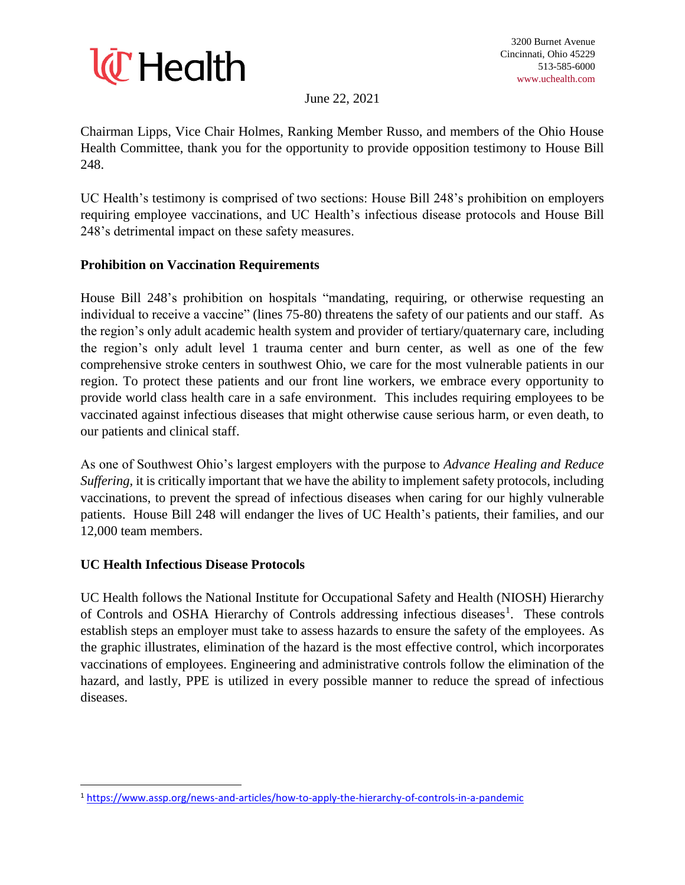UC Health

3200 Burnet Avenue
Cincinnati, Ohio 45229
513-585-6000
www.uchealth.com

June 22, 2021

Chairman Lipps, Vice Chair Holmes, Ranking Member Russo, and members of the Ohio House Health Committee, thank you for the opportunity to provide opposition testimony to House Bill 248.

UC Health's testimony is comprised of two sections: House Bill 248's prohibition on employers requiring employee vaccinations, and UC Health's infectious disease protocols and House Bill 248's detrimental impact on these safety measures.

**Prohibition on Vaccination Requirements**

House Bill 248's prohibition on hospitals "mandating, requiring, or otherwise requesting an individual to receive a vaccine" (lines 75-80) threatens the safety of our patients and our staff. As the region's only adult academic health system and provider of tertiary/quaternary care, including the region's only adult level 1 trauma center and burn center, as well as one of the few comprehensive stroke centers in southwest Ohio, we care for the most vulnerable patients in our region. To protect these patients and our front line workers, we embrace every opportunity to provide world class health care in a safe environment. This includes requiring employees to be vaccinated against infectious diseases that might otherwise cause serious harm, or even death, to our patients and clinical staff.

As one of Southwest Ohio's largest employers with the purpose to *Advance Healing and Reduce Suffering*, it is critically important that we have the ability to implement safety protocols, including vaccinations, to prevent the spread of infectious diseases when caring for our highly vulnerable patients. House Bill 248 will endanger the lives of UC Health's patients, their families, and our 12,000 team members.

**UC Health Infectious Disease Protocols**

UC Health follows the National Institute for Occupational Safety and Health (NIOSH) Hierarchy of Controls and OSHA Hierarchy of Controls addressing infectious diseases[1]. These controls establish steps an employer must take to assess hazards to ensure the safety of the employees. As the graphic illustrates, elimination of the hazard is the most effective control, which incorporates vaccinations of employees. Engineering and administrative controls follow the elimination of the hazard, and lastly, PPE is utilized in every possible manner to reduce the spread of infectious diseases.

---

[1] https://www.assp.org/news-and-articles/how-to-apply-the-hierarchy-of-controls-in-a-pandemic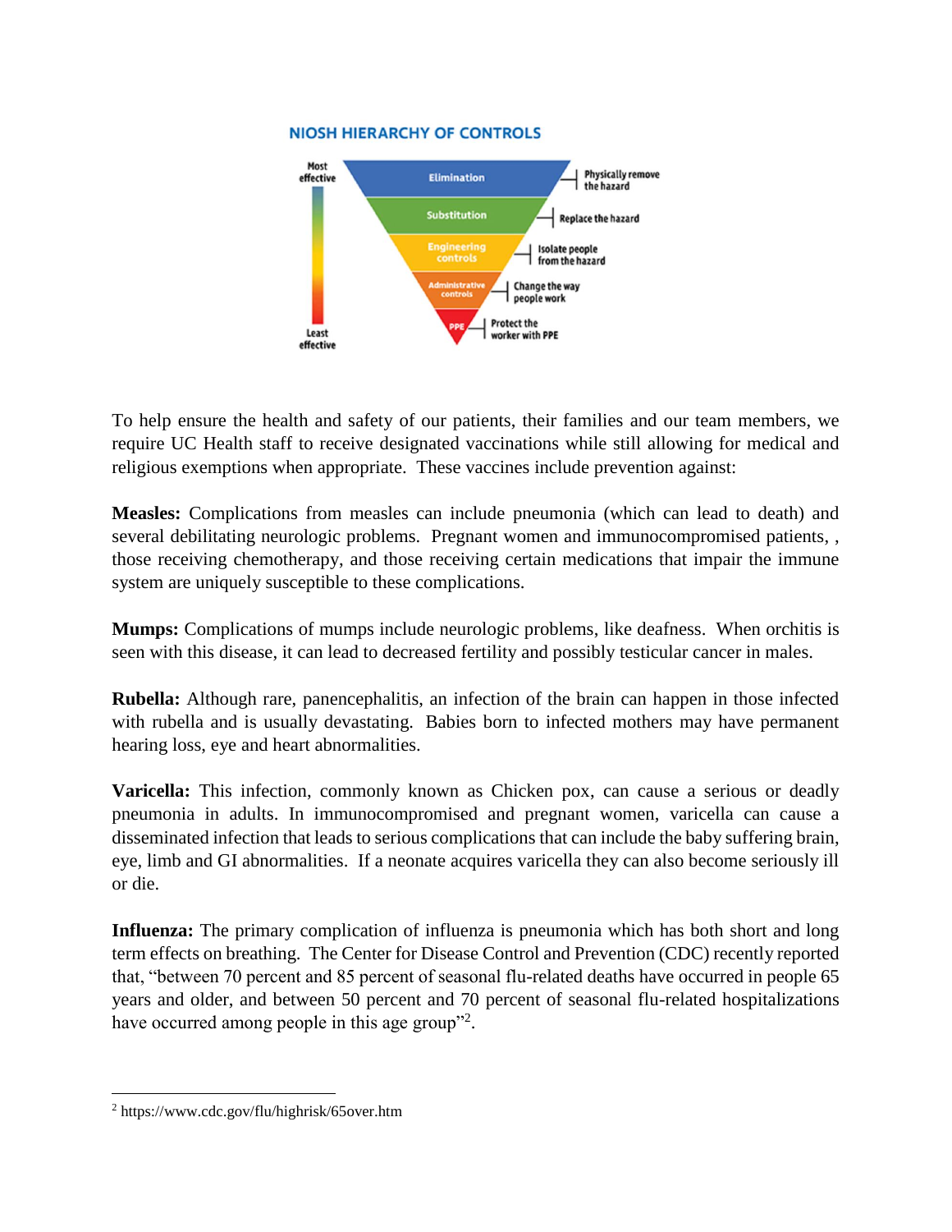**NIOSH HIERARCHY OF CONTROLS**

Most effective

- Elimination — Physically remove the hazard
- Substitution — Replace the hazard
- Engineering controls — Isolate people from the hazard
- Administrative controls — Change the way people work
- PPE — Protect the worker with PPE

Least effective

To help ensure the health and safety of our patients, their families and our team members, we require UC Health staff to receive designated vaccinations while still allowing for medical and religious exemptions when appropriate. These vaccines include prevention against:

**Measles:** Complications from measles can include pneumonia (which can lead to death) and several debilitating neurologic problems. Pregnant women and immunocompromised patients, , those receiving chemotherapy, and those receiving certain medications that impair the immune system are uniquely susceptible to these complications.

**Mumps:** Complications of mumps include neurologic problems, like deafness. When orchitis is seen with this disease, it can lead to decreased fertility and possibly testicular cancer in males.

**Rubella:** Although rare, panencephalitis, an infection of the brain can happen in those infected with rubella and is usually devastating. Babies born to infected mothers may have permanent hearing loss, eye and heart abnormalities.

**Varicella:** This infection, commonly known as Chicken pox, can cause a serious or deadly pneumonia in adults. In immunocompromised and pregnant women, varicella can cause a disseminated infection that leads to serious complications that can include the baby suffering brain, eye, limb and GI abnormalities. If a neonate acquires varicella they can also become seriously ill or die.

**Influenza:** The primary complication of influenza is pneumonia which has both short and long term effects on breathing. The Center for Disease Control and Prevention (CDC) recently reported that, "between 70 percent and 85 percent of seasonal flu-related deaths have occurred in people 65 years and older, and between 50 percent and 70 percent of seasonal flu-related hospitalizations have occurred among people in this age group"[2].

[2] https://www.cdc.gov/flu/highrisk/65over.htm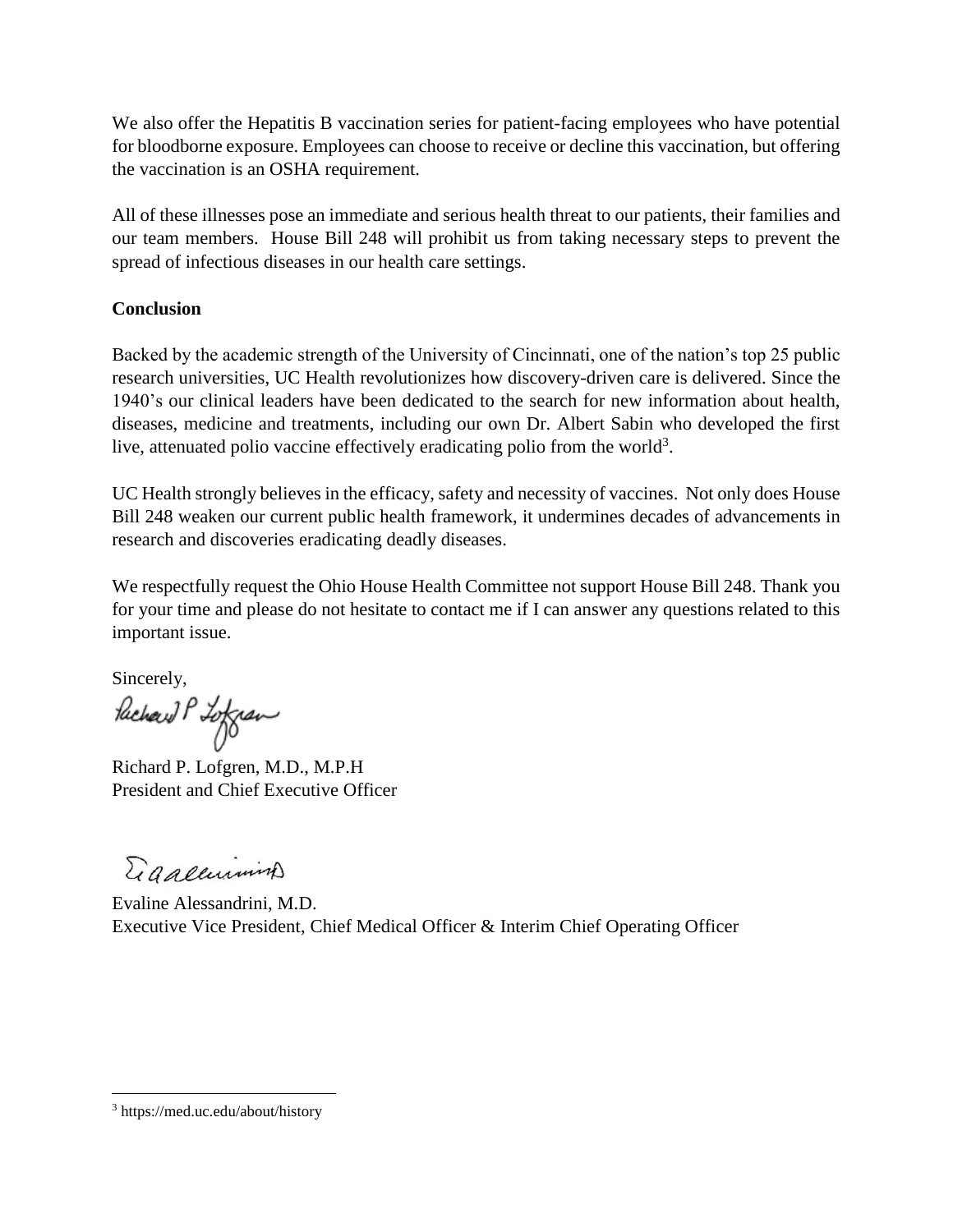We also offer the Hepatitis B vaccination series for patient-facing employees who have potential for bloodborne exposure. Employees can choose to receive or decline this vaccination, but offering the vaccination is an OSHA requirement.

All of these illnesses pose an immediate and serious health threat to our patients, their families and our team members. House Bill 248 will prohibit us from taking necessary steps to prevent the spread of infectious diseases in our health care settings.

**Conclusion**

Backed by the academic strength of the University of Cincinnati, one of the nation's top 25 public research universities, UC Health revolutionizes how discovery-driven care is delivered. Since the 1940's our clinical leaders have been dedicated to the search for new information about health, diseases, medicine and treatments, including our own Dr. Albert Sabin who developed the first live, attenuated polio vaccine effectively eradicating polio from the world[3].

UC Health strongly believes in the efficacy, safety and necessity of vaccines. Not only does House Bill 248 weaken our current public health framework, it undermines decades of advancements in research and discoveries eradicating deadly diseases.

We respectfully request the Ohio House Health Committee not support House Bill 248. Thank you for your time and please do not hesitate to contact me if I can answer any questions related to this important issue.

Sincerely,

Richard P. Lofgren, M.D., M.P.H
President and Chief Executive Officer

Evaline Alessandrini, M.D.
Executive Vice President, Chief Medical Officer & Interim Chief Operating Officer

[3] https://med.uc.edu/about/history